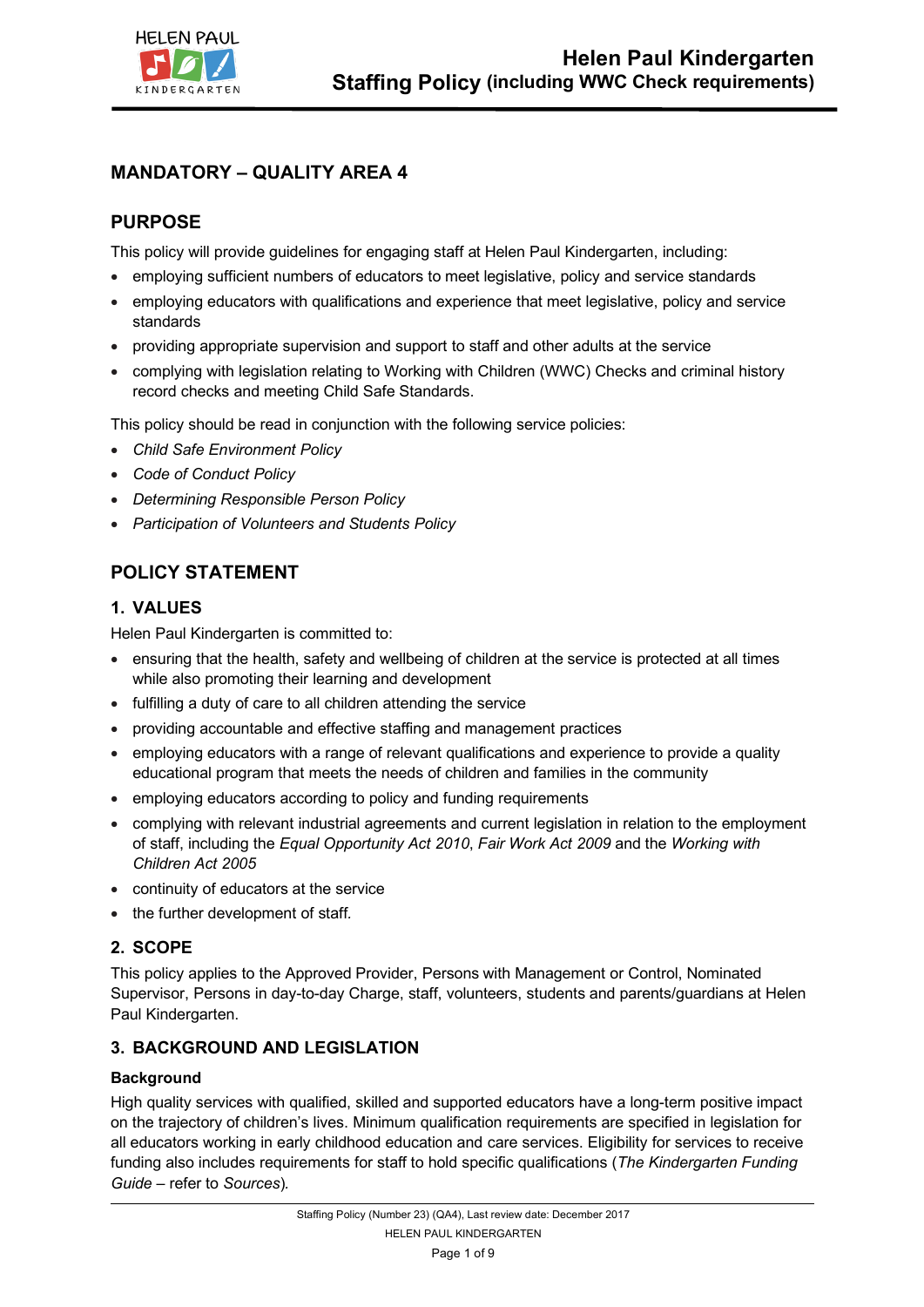# Helen Paul Kindergarten Staffing Policy (including WWC Check requirements)

## MANDATORY – QUALITY AREA 4

## PURPOSE

This policy will provide guidelines for engaging staff at Helen Paul Kindergarten, including:

- employing sufficient numbers of educators to meet legislative, policy and service standards
- employing educators with qualifications and experience that meet legislative, policy and service standards
- providing appropriate supervision and support to staff and other adults at the service
- complying with legislation relating to Working with Children (WWC) Checks and criminal history record checks and meeting Child Safe Standards.

This policy should be read in conjunction with the following service policies:

- *Child Safe Environment Policy*
- *Code of Conduct Policy*
- *Determining Responsible Person Policy*
- *Participation of Volunteers and Students Policy*

## POLICY STATEMENT

### 1. VALUES

Helen Paul Kindergarten is committed to:

- ensuring that the health, safety and wellbeing of children at the service is protected at all times while also promoting their learning and development
- fulfilling a duty of care to all children attending the service
- providing accountable and effective staffing and management practices
- employing educators with a range of relevant qualifications and experience to provide a quality educational program that meets the needs of children and families in the community
- employing educators according to policy and funding requirements
- complying with relevant industrial agreements and current legislation in relation to the employment of staff, including the *Equal Opportunity Act 2010*, *Fair Work Act 2009* and the *Working with Children Act 2005*
- continuity of educators at the service
- the further development of staff.

### 2. SCOPE

This policy applies to the Approved Provider, Persons with Management or Control, Nominated Supervisor, Persons in day-to-day Charge, staff, volunteers, students and parents/guardians at Helen Paul Kindergarten.

### 3. BACKGROUND AND LEGISLATION

**Background**

High quality services with qualified, skilled and supported educators have a long-term positive impact on the trajectory of children's lives. Minimum qualification requirements are specified in legislation for all educators working in early childhood education and care services. Eligibility for services to receive funding also includes requirements for staff to hold specific qualifications (*The Kindergarten Funding Guide* – refer to *Sources*).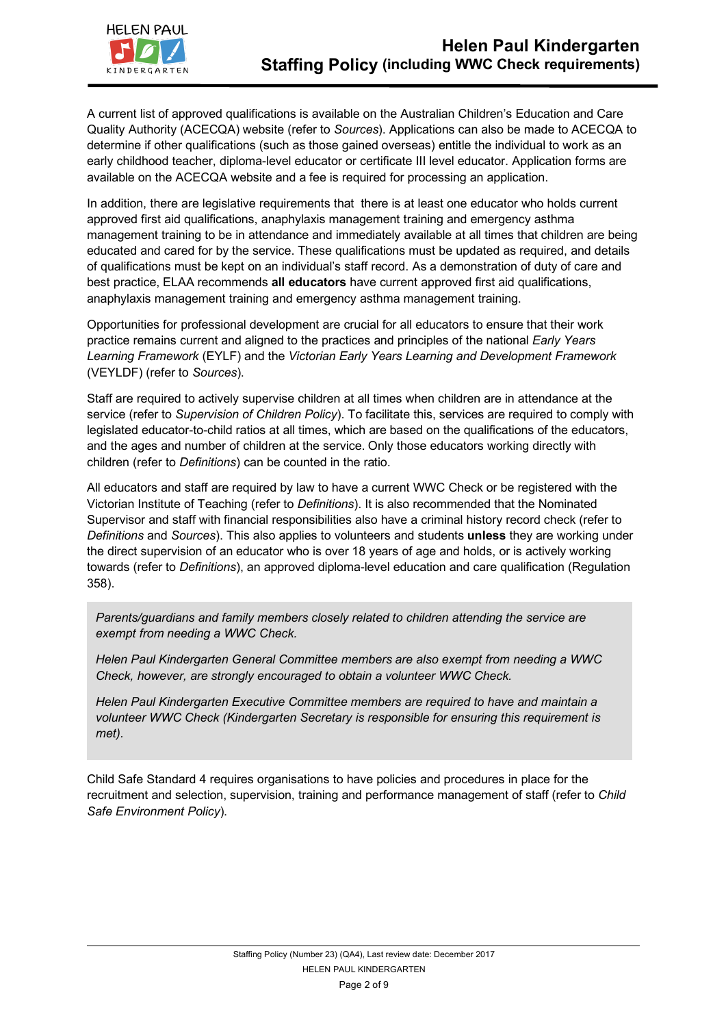A current list of approved qualifications is available on the Australian Children's Education and Care Quality Authority (ACECQA) website (refer to *Sources*). Applications can also be made to ACECQA to determine if other qualifications (such as those gained overseas) entitle the individual to work as an early childhood teacher, diploma-level educator or certificate III level educator. Application forms are available on the ACECQA website and a fee is required for processing an application.

In addition, there are legislative requirements that there is at least one educator who holds current approved first aid qualifications, anaphylaxis management training and emergency asthma management training to be in attendance and immediately available at all times that children are being educated and cared for by the service. These qualifications must be updated as required, and details of qualifications must be kept on an individual's staff record. As a demonstration of duty of care and best practice, ELAA recommends **all educators** have current approved first aid qualifications, anaphylaxis management training and emergency asthma management training.

Opportunities for professional development are crucial for all educators to ensure that their work practice remains current and aligned to the practices and principles of the national *Early Years Learning Framework* (EYLF) and the *Victorian Early Years Learning and Development Framework* (VEYLDF) (refer to *Sources*).

Staff are required to actively supervise children at all times when children are in attendance at the service (refer to *Supervision of Children Policy*). To facilitate this, services are required to comply with legislated educator-to-child ratios at all times, which are based on the qualifications of the educators, and the ages and number of children at the service. Only those educators working directly with children (refer to *Definitions*) can be counted in the ratio.

All educators and staff are required by law to have a current WWC Check or be registered with the Victorian Institute of Teaching (refer to *Definitions*). It is also recommended that the Nominated Supervisor and staff with financial responsibilities also have a criminal history record check (refer to *Definitions* and *Sources*). This also applies to volunteers and students **unless** they are working under the direct supervision of an educator who is over 18 years of age and holds, or is actively working towards (refer to *Definitions*), an approved diploma-level education and care qualification (Regulation 358).

> *Parents/guardians and family members closely related to children attending the service are exempt from needing a WWC Check.*
>
> *Helen Paul Kindergarten General Committee members are also exempt from needing a WWC Check, however, are strongly encouraged to obtain a volunteer WWC Check.*
>
> *Helen Paul Kindergarten Executive Committee members are required to have and maintain a volunteer WWC Check (Kindergarten Secretary is responsible for ensuring this requirement is met).*

Child Safe Standard 4 requires organisations to have policies and procedures in place for the recruitment and selection, supervision, training and performance management of staff (refer to *Child Safe Environment Policy*).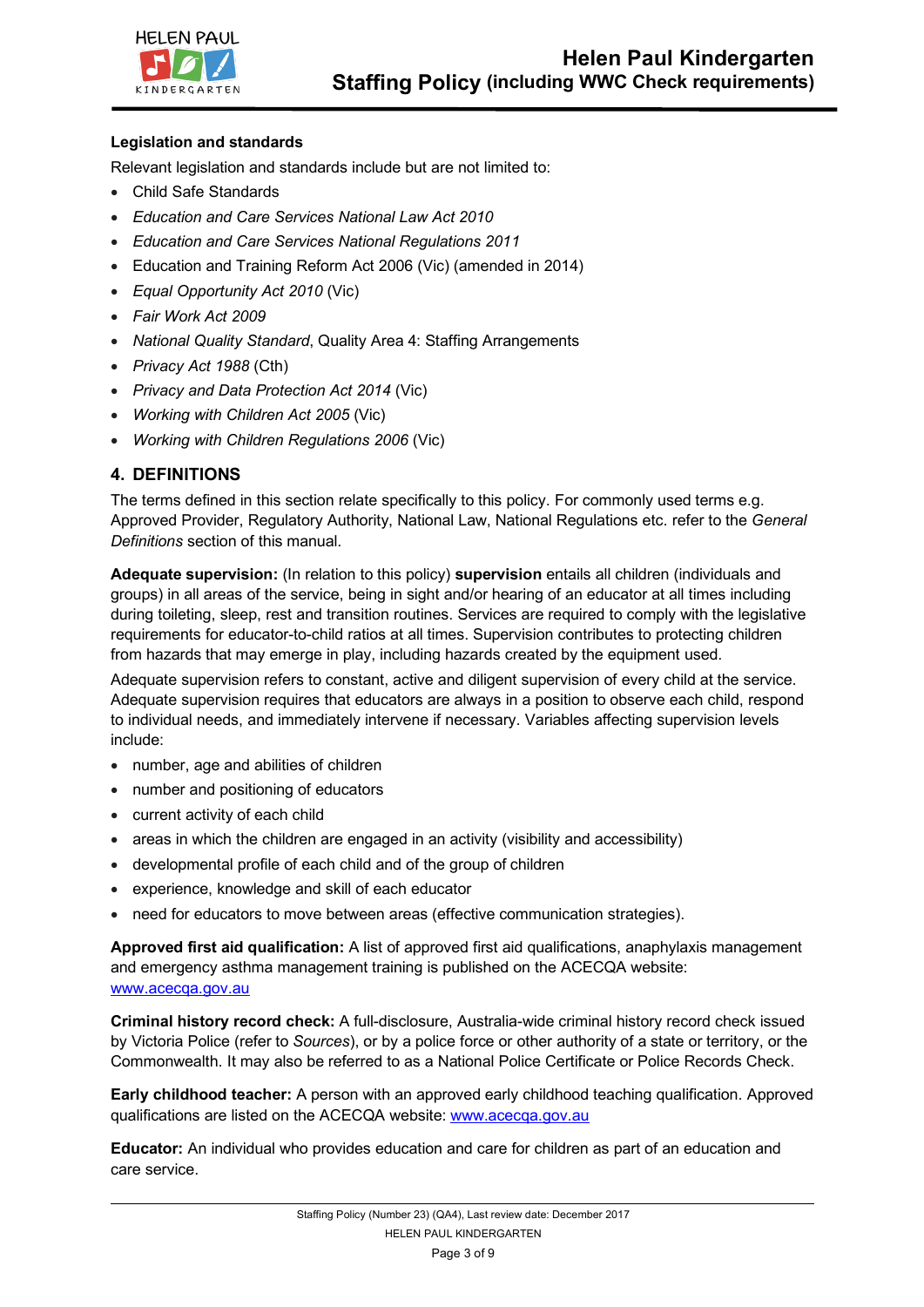**Legislation and standards**

Relevant legislation and standards include but are not limited to:

- Child Safe Standards
- *Education and Care Services National Law Act 2010*
- *Education and Care Services National Regulations 2011*
- Education and Training Reform Act 2006 (Vic) (amended in 2014)
- *Equal Opportunity Act 2010* (Vic)
- *Fair Work Act 2009*
- *National Quality Standard*, Quality Area 4: Staffing Arrangements
- *Privacy Act 1988* (Cth)
- *Privacy and Data Protection Act 2014* (Vic)
- *Working with Children Act 2005* (Vic)
- *Working with Children Regulations 2006* (Vic)

## 4. DEFINITIONS

The terms defined in this section relate specifically to this policy. For commonly used terms e.g. Approved Provider, Regulatory Authority, National Law, National Regulations etc. refer to the *General Definitions* section of this manual.

**Adequate supervision:** (In relation to this policy) **supervision** entails all children (individuals and groups) in all areas of the service, being in sight and/or hearing of an educator at all times including during toileting, sleep, rest and transition routines. Services are required to comply with the legislative requirements for educator-to-child ratios at all times. Supervision contributes to protecting children from hazards that may emerge in play, including hazards created by the equipment used.

Adequate supervision refers to constant, active and diligent supervision of every child at the service. Adequate supervision requires that educators are always in a position to observe each child, respond to individual needs, and immediately intervene if necessary. Variables affecting supervision levels include:

- number, age and abilities of children
- number and positioning of educators
- current activity of each child
- areas in which the children are engaged in an activity (visibility and accessibility)
- developmental profile of each child and of the group of children
- experience, knowledge and skill of each educator
- need for educators to move between areas (effective communication strategies).

**Approved first aid qualification:** A list of approved first aid qualifications, anaphylaxis management and emergency asthma management training is published on the ACECQA website: www.acecqa.gov.au

**Criminal history record check:** A full-disclosure, Australia-wide criminal history record check issued by Victoria Police (refer to *Sources*), or by a police force or other authority of a state or territory, or the Commonwealth. It may also be referred to as a National Police Certificate or Police Records Check.

**Early childhood teacher:** A person with an approved early childhood teaching qualification. Approved qualifications are listed on the ACECQA website: www.acecqa.gov.au

**Educator:** An individual who provides education and care for children as part of an education and care service.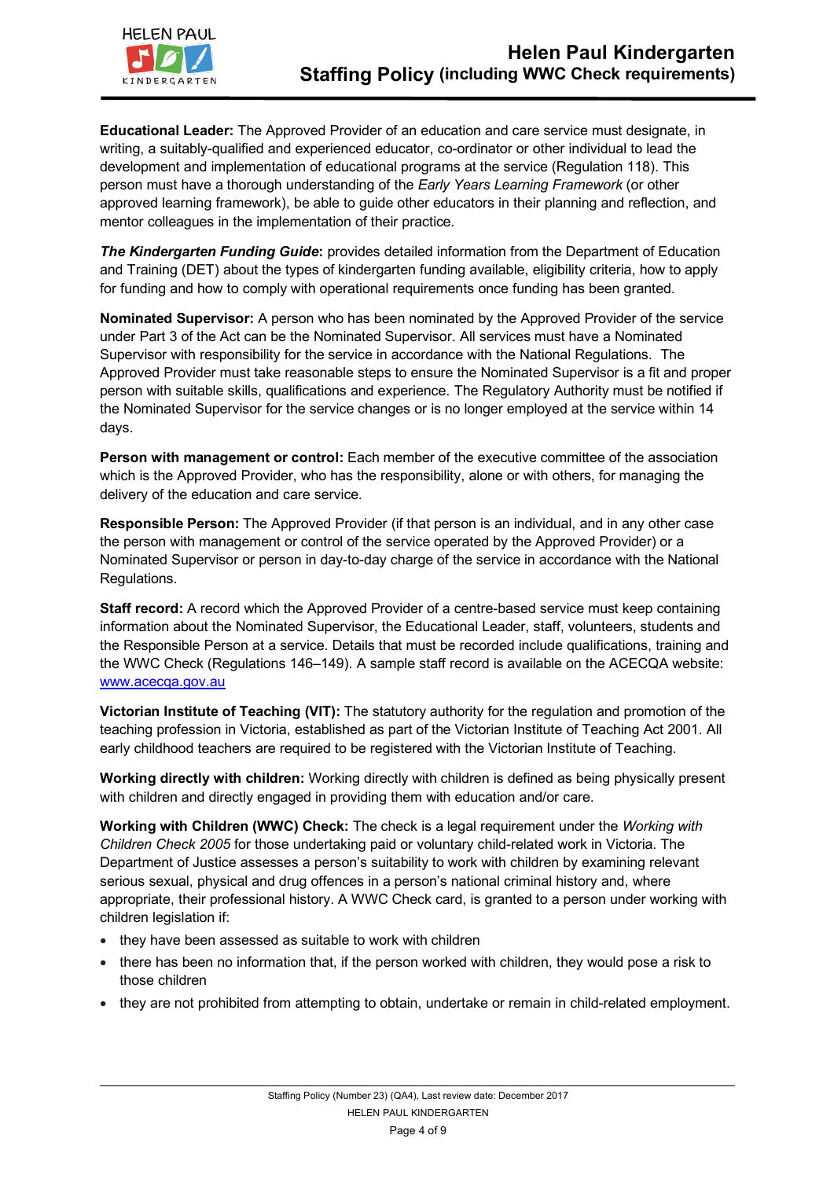**Educational Leader:** The Approved Provider of an education and care service must designate, in writing, a suitably-qualified and experienced educator, co-ordinator or other individual to lead the development and implementation of educational programs at the service (Regulation 118). This person must have a thorough understanding of the *Early Years Learning Framework* (or other approved learning framework), be able to guide other educators in their planning and reflection, and mentor colleagues in the implementation of their practice.

***The Kindergarten Funding Guide*:** provides detailed information from the Department of Education and Training (DET) about the types of kindergarten funding available, eligibility criteria, how to apply for funding and how to comply with operational requirements once funding has been granted.

**Nominated Supervisor:** A person who has been nominated by the Approved Provider of the service under Part 3 of the Act can be the Nominated Supervisor. All services must have a Nominated Supervisor with responsibility for the service in accordance with the National Regulations. The Approved Provider must take reasonable steps to ensure the Nominated Supervisor is a fit and proper person with suitable skills, qualifications and experience. The Regulatory Authority must be notified if the Nominated Supervisor for the service changes or is no longer employed at the service within 14 days.

**Person with management or control:** Each member of the executive committee of the association which is the Approved Provider, who has the responsibility, alone or with others, for managing the delivery of the education and care service.

**Responsible Person:** The Approved Provider (if that person is an individual, and in any other case the person with management or control of the service operated by the Approved Provider) or a Nominated Supervisor or person in day-to-day charge of the service in accordance with the National Regulations.

**Staff record:** A record which the Approved Provider of a centre-based service must keep containing information about the Nominated Supervisor, the Educational Leader, staff, volunteers, students and the Responsible Person at a service. Details that must be recorded include qualifications, training and the WWC Check (Regulations 146–149). A sample staff record is available on the ACECQA website: [www.acecqa.gov.au](http://www.acecqa.gov.au)

**Victorian Institute of Teaching (VIT):** The statutory authority for the regulation and promotion of the teaching profession in Victoria, established as part of the Victorian Institute of Teaching Act 2001. All early childhood teachers are required to be registered with the Victorian Institute of Teaching.

**Working directly with children:** Working directly with children is defined as being physically present with children and directly engaged in providing them with education and/or care.

**Working with Children (WWC) Check:** The check is a legal requirement under the *Working with Children Check 2005* for those undertaking paid or voluntary child-related work in Victoria. The Department of Justice assesses a person's suitability to work with children by examining relevant serious sexual, physical and drug offences in a person's national criminal history and, where appropriate, their professional history. A WWC Check card, is granted to a person under working with children legislation if:

- they have been assessed as suitable to work with children
- there has been no information that, if the person worked with children, they would pose a risk to those children
- they are not prohibited from attempting to obtain, undertake or remain in child-related employment.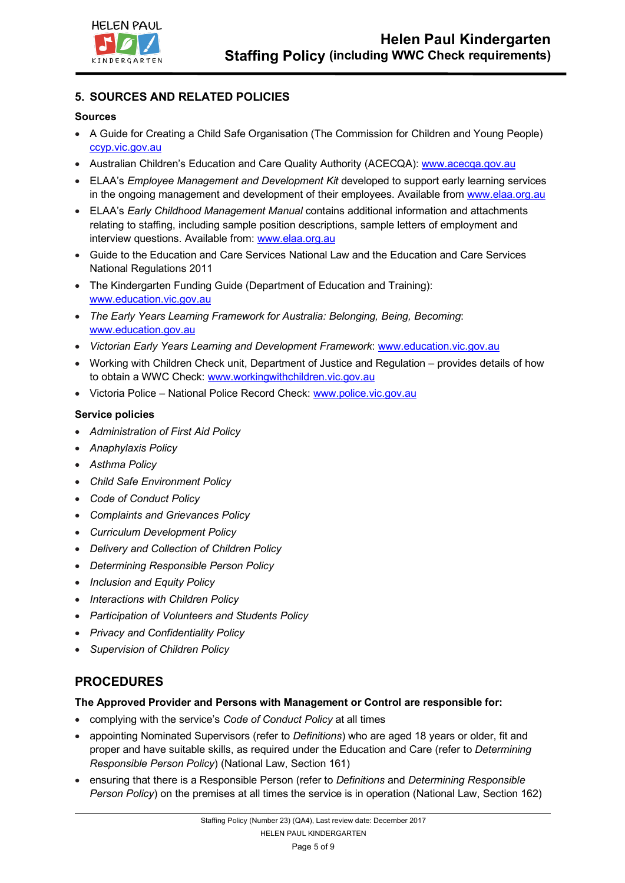## 5. SOURCES AND RELATED POLICIES

### Sources

- A Guide for Creating a Child Safe Organisation (The Commission for Children and Young People) ccyp.vic.gov.au
- Australian Children's Education and Care Quality Authority (ACECQA): www.acecqa.gov.au
- ELAA's *Employee Management and Development Kit* developed to support early learning services in the ongoing management and development of their employees. Available from www.elaa.org.au
- ELAA's *Early Childhood Management Manual* contains additional information and attachments relating to staffing, including sample position descriptions, sample letters of employment and interview questions. Available from: www.elaa.org.au
- Guide to the Education and Care Services National Law and the Education and Care Services National Regulations 2011
- The Kindergarten Funding Guide (Department of Education and Training): www.education.vic.gov.au
- *The Early Years Learning Framework for Australia: Belonging, Being, Becoming*: www.education.gov.au
- *Victorian Early Years Learning and Development Framework*: www.education.vic.gov.au
- Working with Children Check unit, Department of Justice and Regulation – provides details of how to obtain a WWC Check: www.workingwithchildren.vic.gov.au
- Victoria Police – National Police Record Check: www.police.vic.gov.au

### Service policies

- *Administration of First Aid Policy*
- *Anaphylaxis Policy*
- *Asthma Policy*
- *Child Safe Environment Policy*
- *Code of Conduct Policy*
- *Complaints and Grievances Policy*
- *Curriculum Development Policy*
- *Delivery and Collection of Children Policy*
- *Determining Responsible Person Policy*
- *Inclusion and Equity Policy*
- *Interactions with Children Policy*
- *Participation of Volunteers and Students Policy*
- *Privacy and Confidentiality Policy*
- *Supervision of Children Policy*

## PROCEDURES

**The Approved Provider and Persons with Management or Control are responsible for:**

- complying with the service's *Code of Conduct Policy* at all times
- appointing Nominated Supervisors (refer to *Definitions*) who are aged 18 years or older, fit and proper and have suitable skills, as required under the Education and Care (refer to *Determining Responsible Person Policy*) (National Law, Section 161)
- ensuring that there is a Responsible Person (refer to *Definitions* and *Determining Responsible Person Policy*) on the premises at all times the service is in operation (National Law, Section 162)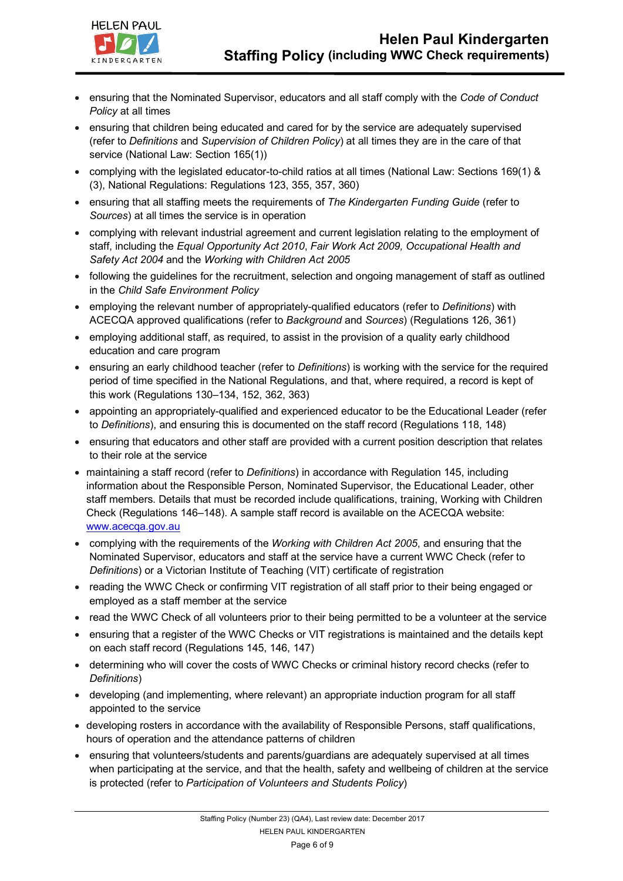- ensuring that the Nominated Supervisor, educators and all staff comply with the *Code of Conduct Policy* at all times
- ensuring that children being educated and cared for by the service are adequately supervised (refer to *Definitions* and *Supervision of Children Policy*) at all times they are in the care of that service (National Law: Section 165(1))
- complying with the legislated educator-to-child ratios at all times (National Law: Sections 169(1) & (3), National Regulations: Regulations 123, 355, 357, 360)
- ensuring that all staffing meets the requirements of *The Kindergarten Funding Guide* (refer to *Sources*) at all times the service is in operation
- complying with relevant industrial agreement and current legislation relating to the employment of staff, including the *Equal Opportunity Act 2010*, *Fair Work Act 2009, Occupational Health and Safety Act 2004* and the *Working with Children Act 2005*
- following the guidelines for the recruitment, selection and ongoing management of staff as outlined in the *Child Safe Environment Policy*
- employing the relevant number of appropriately-qualified educators (refer to *Definitions*) with ACECQA approved qualifications (refer to *Background* and *Sources*) (Regulations 126, 361)
- employing additional staff, as required, to assist in the provision of a quality early childhood education and care program
- ensuring an early childhood teacher (refer to *Definitions*) is working with the service for the required period of time specified in the National Regulations, and that, where required, a record is kept of this work (Regulations 130–134, 152, 362, 363)
- appointing an appropriately-qualified and experienced educator to be the Educational Leader (refer to *Definitions*), and ensuring this is documented on the staff record (Regulations 118, 148)
- ensuring that educators and other staff are provided with a current position description that relates to their role at the service
- maintaining a staff record (refer to *Definitions*) in accordance with Regulation 145, including information about the Responsible Person, Nominated Supervisor, the Educational Leader, other staff members. Details that must be recorded include qualifications, training, Working with Children Check (Regulations 146–148). A sample staff record is available on the ACECQA website: www.acecqa.gov.au
- complying with the requirements of the *Working with Children Act 2005*, and ensuring that the Nominated Supervisor, educators and staff at the service have a current WWC Check (refer to *Definitions*) or a Victorian Institute of Teaching (VIT) certificate of registration
- reading the WWC Check or confirming VIT registration of all staff prior to their being engaged or employed as a staff member at the service
- read the WWC Check of all volunteers prior to their being permitted to be a volunteer at the service
- ensuring that a register of the WWC Checks or VIT registrations is maintained and the details kept on each staff record (Regulations 145, 146, 147)
- determining who will cover the costs of WWC Checks or criminal history record checks (refer to *Definitions*)
- developing (and implementing, where relevant) an appropriate induction program for all staff appointed to the service
- developing rosters in accordance with the availability of Responsible Persons, staff qualifications, hours of operation and the attendance patterns of children
- ensuring that volunteers/students and parents/guardians are adequately supervised at all times when participating at the service, and that the health, safety and wellbeing of children at the service is protected (refer to *Participation of Volunteers and Students Policy*)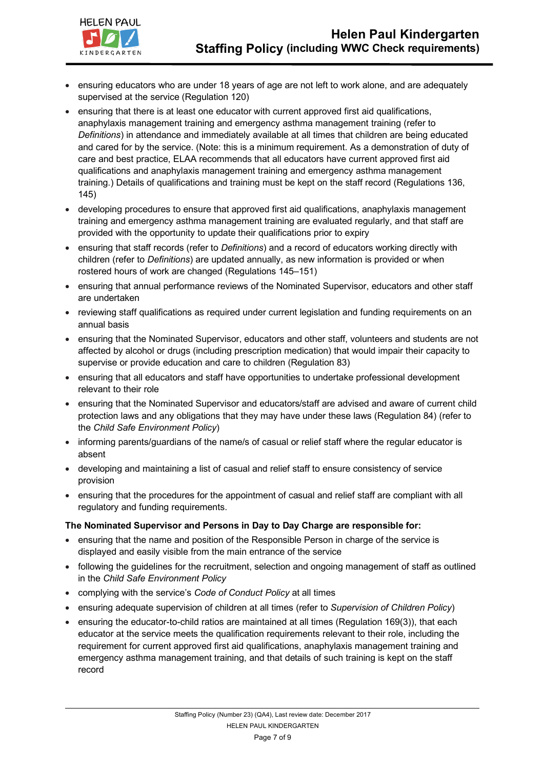- ensuring educators who are under 18 years of age are not left to work alone, and are adequately supervised at the service (Regulation 120)
- ensuring that there is at least one educator with current approved first aid qualifications, anaphylaxis management training and emergency asthma management training (refer to *Definitions*) in attendance and immediately available at all times that children are being educated and cared for by the service. (Note: this is a minimum requirement. As a demonstration of duty of care and best practice, ELAA recommends that all educators have current approved first aid qualifications and anaphylaxis management training and emergency asthma management training.) Details of qualifications and training must be kept on the staff record (Regulations 136, 145)
- developing procedures to ensure that approved first aid qualifications, anaphylaxis management training and emergency asthma management training are evaluated regularly, and that staff are provided with the opportunity to update their qualifications prior to expiry
- ensuring that staff records (refer to *Definitions*) and a record of educators working directly with children (refer to *Definitions*) are updated annually, as new information is provided or when rostered hours of work are changed (Regulations 145–151)
- ensuring that annual performance reviews of the Nominated Supervisor, educators and other staff are undertaken
- reviewing staff qualifications as required under current legislation and funding requirements on an annual basis
- ensuring that the Nominated Supervisor, educators and other staff, volunteers and students are not affected by alcohol or drugs (including prescription medication) that would impair their capacity to supervise or provide education and care to children (Regulation 83)
- ensuring that all educators and staff have opportunities to undertake professional development relevant to their role
- ensuring that the Nominated Supervisor and educators/staff are advised and aware of current child protection laws and any obligations that they may have under these laws (Regulation 84) (refer to the *Child Safe Environment Policy*)
- informing parents/guardians of the name/s of casual or relief staff where the regular educator is absent
- developing and maintaining a list of casual and relief staff to ensure consistency of service provision
- ensuring that the procedures for the appointment of casual and relief staff are compliant with all regulatory and funding requirements.

**The Nominated Supervisor and Persons in Day to Day Charge are responsible for:**

- ensuring that the name and position of the Responsible Person in charge of the service is displayed and easily visible from the main entrance of the service
- following the guidelines for the recruitment, selection and ongoing management of staff as outlined in the *Child Safe Environment Policy*
- complying with the service's *Code of Conduct Policy* at all times
- ensuring adequate supervision of children at all times (refer to *Supervision of Children Policy*)
- ensuring the educator-to-child ratios are maintained at all times (Regulation 169(3)), that each educator at the service meets the qualification requirements relevant to their role, including the requirement for current approved first aid qualifications, anaphylaxis management training and emergency asthma management training, and that details of such training is kept on the staff record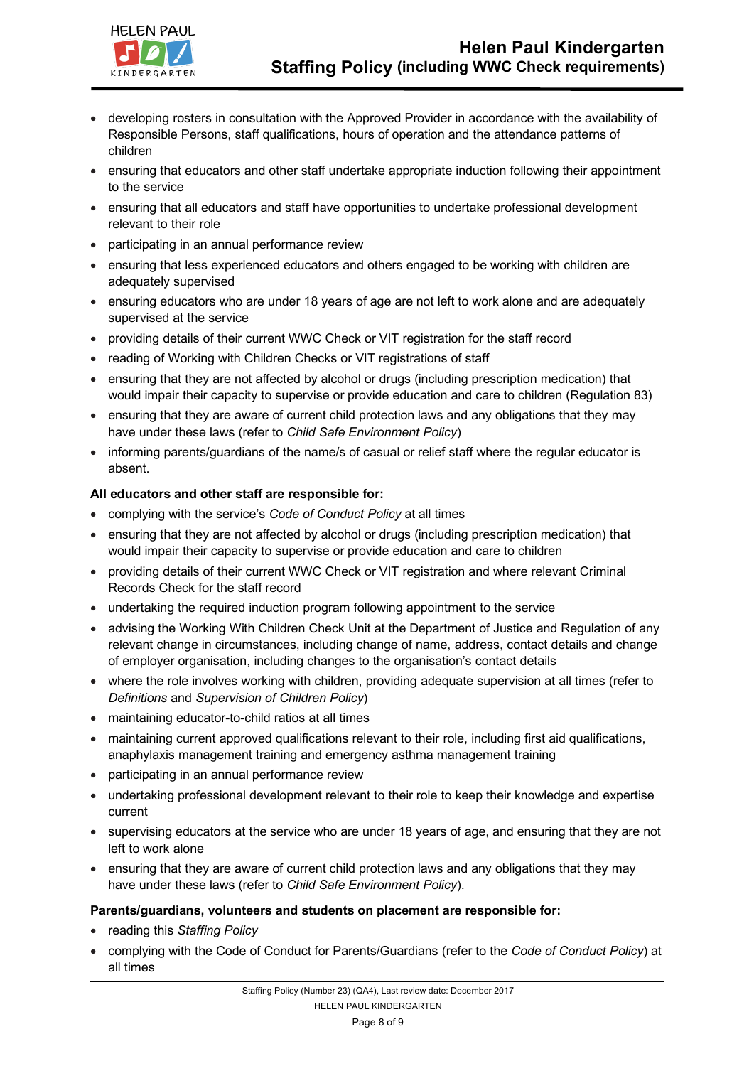- developing rosters in consultation with the Approved Provider in accordance with the availability of Responsible Persons, staff qualifications, hours of operation and the attendance patterns of children
- ensuring that educators and other staff undertake appropriate induction following their appointment to the service
- ensuring that all educators and staff have opportunities to undertake professional development relevant to their role
- participating in an annual performance review
- ensuring that less experienced educators and others engaged to be working with children are adequately supervised
- ensuring educators who are under 18 years of age are not left to work alone and are adequately supervised at the service
- providing details of their current WWC Check or VIT registration for the staff record
- reading of Working with Children Checks or VIT registrations of staff
- ensuring that they are not affected by alcohol or drugs (including prescription medication) that would impair their capacity to supervise or provide education and care to children (Regulation 83)
- ensuring that they are aware of current child protection laws and any obligations that they may have under these laws (refer to *Child Safe Environment Policy*)
- informing parents/guardians of the name/s of casual or relief staff where the regular educator is absent.

**All educators and other staff are responsible for:**

- complying with the service's *Code of Conduct Policy* at all times
- ensuring that they are not affected by alcohol or drugs (including prescription medication) that would impair their capacity to supervise or provide education and care to children
- providing details of their current WWC Check or VIT registration and where relevant Criminal Records Check for the staff record
- undertaking the required induction program following appointment to the service
- advising the Working With Children Check Unit at the Department of Justice and Regulation of any relevant change in circumstances, including change of name, address, contact details and change of employer organisation, including changes to the organisation's contact details
- where the role involves working with children, providing adequate supervision at all times (refer to *Definitions* and *Supervision of Children Policy*)
- maintaining educator-to-child ratios at all times
- maintaining current approved qualifications relevant to their role, including first aid qualifications, anaphylaxis management training and emergency asthma management training
- participating in an annual performance review
- undertaking professional development relevant to their role to keep their knowledge and expertise current
- supervising educators at the service who are under 18 years of age, and ensuring that they are not left to work alone
- ensuring that they are aware of current child protection laws and any obligations that they may have under these laws (refer to *Child Safe Environment Policy*).

**Parents/guardians, volunteers and students on placement are responsible for:**

- reading this *Staffing Policy*
- complying with the Code of Conduct for Parents/Guardians (refer to the *Code of Conduct Policy*) at all times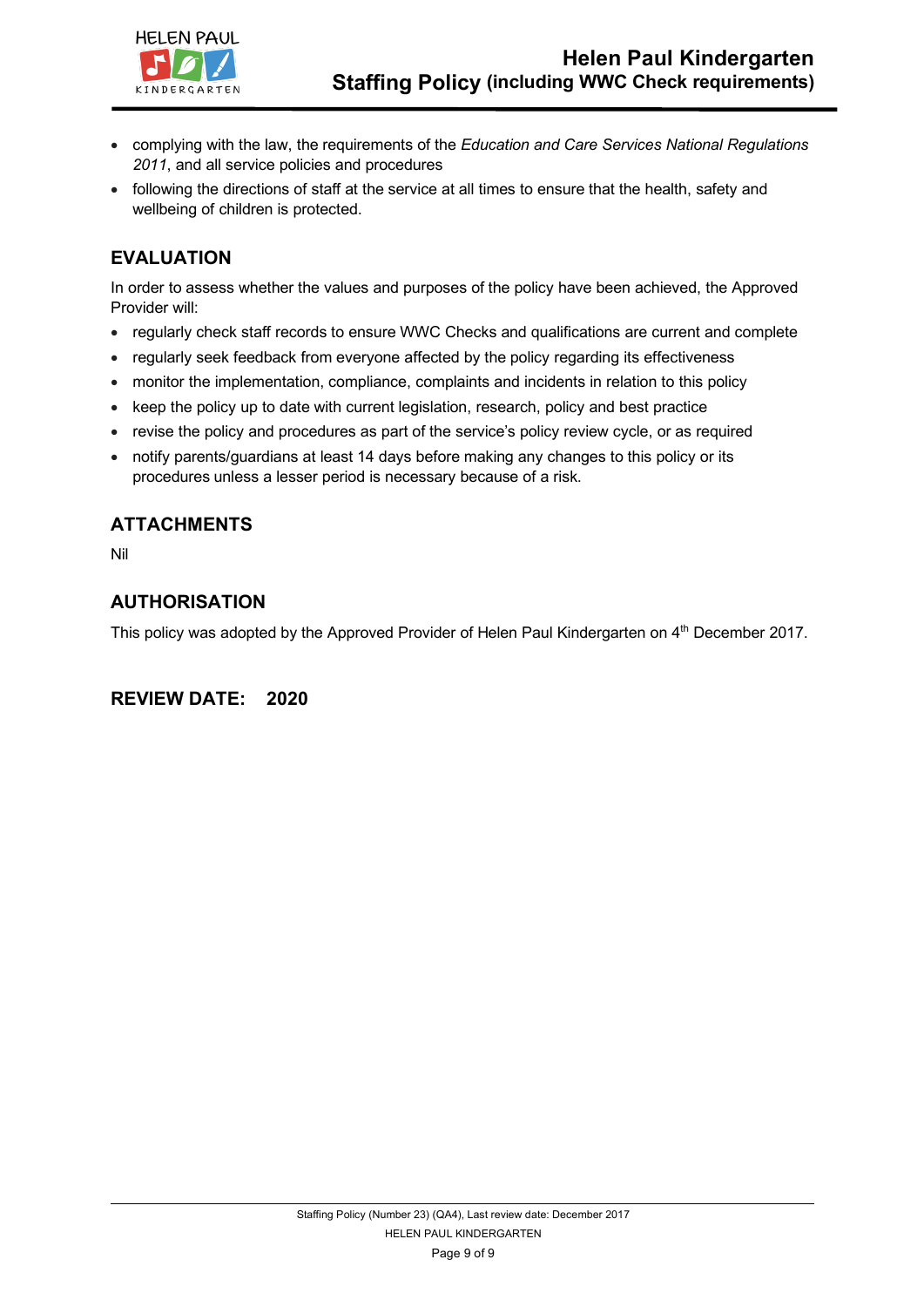- complying with the law, the requirements of the *Education and Care Services National Regulations 2011*, and all service policies and procedures
- following the directions of staff at the service at all times to ensure that the health, safety and wellbeing of children is protected.

## EVALUATION

In order to assess whether the values and purposes of the policy have been achieved, the Approved Provider will:

- regularly check staff records to ensure WWC Checks and qualifications are current and complete
- regularly seek feedback from everyone affected by the policy regarding its effectiveness
- monitor the implementation, compliance, complaints and incidents in relation to this policy
- keep the policy up to date with current legislation, research, policy and best practice
- revise the policy and procedures as part of the service's policy review cycle, or as required
- notify parents/guardians at least 14 days before making any changes to this policy or its procedures unless a lesser period is necessary because of a risk.

## ATTACHMENTS

Nil

## AUTHORISATION

This policy was adopted by the Approved Provider of Helen Paul Kindergarten on 4th December 2017.

## REVIEW DATE: 2020